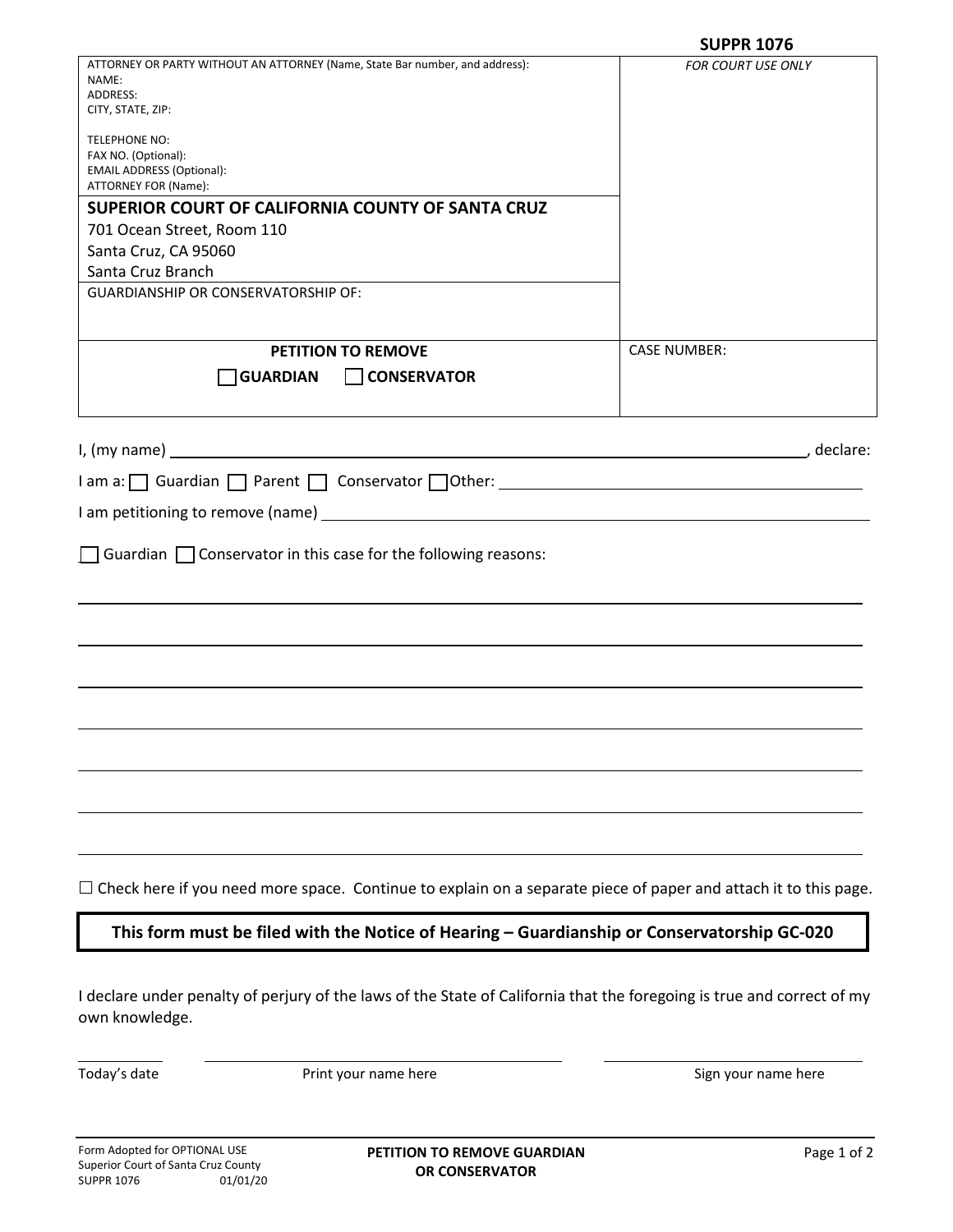**SUPPR 1076**

| ATTORNEY OR PARTY WITHOUT AN ATTORNEY (Name, State Bar number, and address):<br>NAME:<br>ADDRESS:<br>CITY, STATE, ZIP:<br><br>TELEPHONE NO:<br>FAX NO. (Optional):<br>EMAIL ADDRESS (Optional):<br>ATTORNEY FOR (Name): | *FOR COURT USE ONLY* |
|---|---|
| **SUPERIOR COURT OF CALIFORNIA COUNTY OF SANTA CRUZ**<br>701 Ocean Street, Room 110<br>Santa Cruz, CA 95060<br>Santa Cruz Branch | |
| GUARDIANSHIP OR CONSERVATORSHIP OF: | |
| **PETITION TO REMOVE**<br>☐ **GUARDIAN** ☐ **CONSERVATOR** | CASE NUMBER: |

I, (my name) ______________________________________________, declare:

I am a: ☐ Guardian ☐ Parent ☐ Conservator ☐ Other: ______________________

I am petitioning to remove (name) ______________________________________________

☐ Guardian ☐ Conservator in this case for the following reasons:

______________________________________________

______________________________________________

______________________________________________

______________________________________________

______________________________________________

______________________________________________

☐ Check here if you need more space. Continue to explain on a separate piece of paper and attach it to this page.

**This form must be filed with the Notice of Hearing – Guardianship or Conservatorship GC-020**

I declare under penalty of perjury of the laws of the State of California that the foregoing is true and correct of my own knowledge.

| ____________ | ______________________________ | ______________________________ |
|---|---|---|
| Today's date | Print your name here | Sign your name here |

Form Adopted for OPTIONAL USE
Superior Court of Santa Cruz County
SUPPR 1076 01/01/20

**PETITION TO REMOVE GUARDIAN OR CONSERVATOR**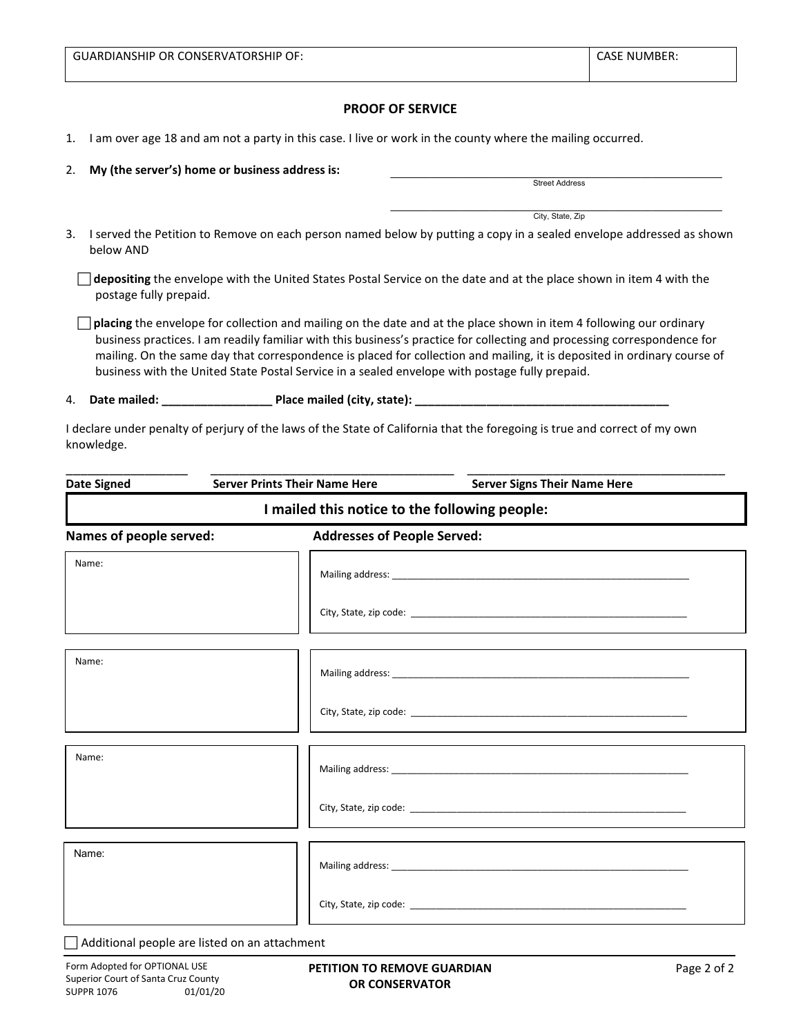| GUARDIANSHIP OR CONSERVATORSHIP OF: | CASE NUMBER: |
|---|---|
| | |

## PROOF OF SERVICE

1. I am over age 18 and am not a party in this case. I live or work in the county where the mailing occurred.

2. **My (the server's) home or business address is:** ____________________________________________
Street Address
____________________________________________
City, State, Zip

3. I served the Petition to Remove on each person named below by putting a copy in a sealed envelope addressed as shown below AND

☐ **depositing** the envelope with the United States Postal Service on the date and at the place shown in item 4 with the postage fully prepaid.

☐ **placing** the envelope for collection and mailing on the date and at the place shown in item 4 following our ordinary business practices. I am readily familiar with this business's practice for collecting and processing correspondence for mailing. On the same day that correspondence is placed for collection and mailing, it is deposited in ordinary course of business with the United State Postal Service in a sealed envelope with postage fully prepaid.

4. **Date mailed: ________________ Place mailed (city, state): ______________________________________**

I declare under penalty of perjury of the laws of the State of California that the foregoing is true and correct of my own knowledge.

| ___________________ | ________________________________________ | ________________________________________ |
|---|---|---|
| **Date Signed** | **Server Prints Their Name Here** | **Server Signs Their Name Here** |

### I mailed this notice to the following people:

| Names of people served: | Addresses of People Served: |
|---|---|
| Name: | Mailing address: ____________________________________________<br>City, State, zip code: ____________________________________________ |
| Name: | Mailing address: ____________________________________________<br>City, State, zip code: ____________________________________________ |
| Name: | Mailing address: ____________________________________________<br>City, State, zip code: ____________________________________________ |
| Name: | Mailing address: ____________________________________________<br>City, State, zip code: ____________________________________________ |

☐ Additional people are listed on an attachment

Form Adopted for OPTIONAL USE
Superior Court of Santa Cruz County
SUPPR 1076 01/01/20

**PETITION TO REMOVE GUARDIAN OR CONSERVATOR**